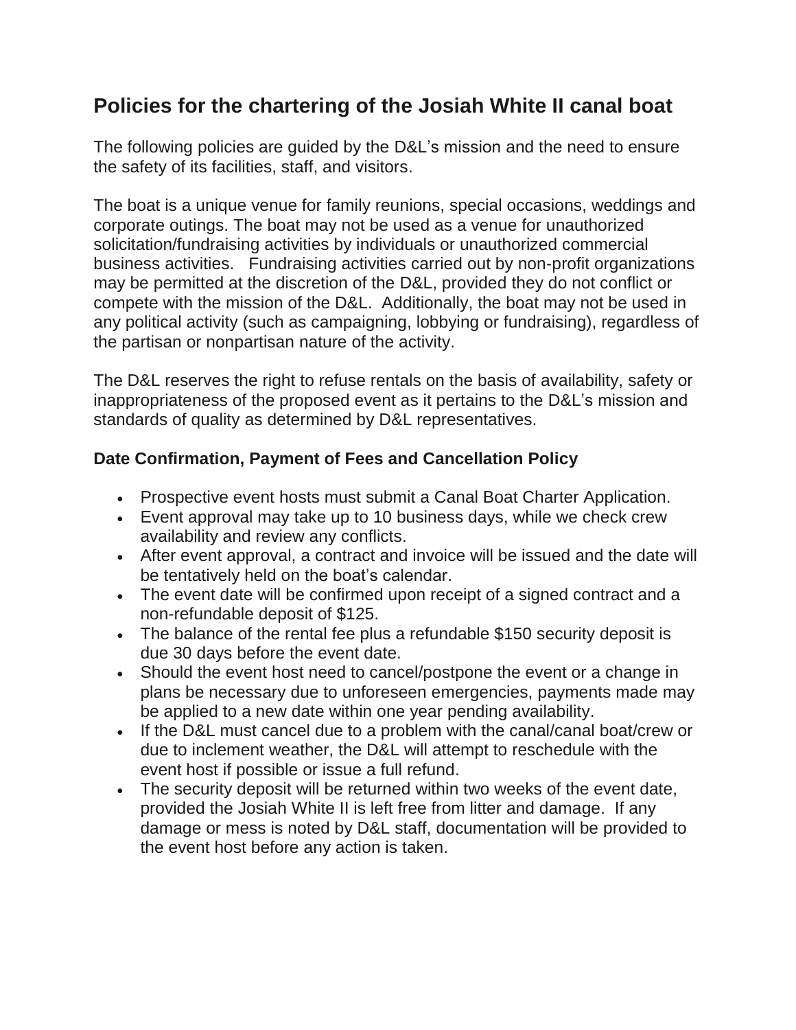# Policies for the chartering of the Josiah White II canal boat

The following policies are guided by the D&L's mission and the need to ensure the safety of its facilities, staff, and visitors.

The boat is a unique venue for family reunions, special occasions, weddings and corporate outings. The boat may not be used as a venue for unauthorized solicitation/fundraising activities by individuals or unauthorized commercial business activities. Fundraising activities carried out by non-profit organizations may be permitted at the discretion of the D&L, provided they do not conflict or compete with the mission of the D&L. Additionally, the boat may not be used in any political activity (such as campaigning, lobbying or fundraising), regardless of the partisan or nonpartisan nature of the activity.

The D&L reserves the right to refuse rentals on the basis of availability, safety or inappropriateness of the proposed event as it pertains to the D&L's mission and standards of quality as determined by D&L representatives.

### Date Confirmation, Payment of Fees and Cancellation Policy

- Prospective event hosts must submit a Canal Boat Charter Application.
- Event approval may take up to 10 business days, while we check crew availability and review any conflicts.
- After event approval, a contract and invoice will be issued and the date will be tentatively held on the boat's calendar.
- The event date will be confirmed upon receipt of a signed contract and a non-refundable deposit of $125.
- The balance of the rental fee plus a refundable $150 security deposit is due 30 days before the event date.
- Should the event host need to cancel/postpone the event or a change in plans be necessary due to unforeseen emergencies, payments made may be applied to a new date within one year pending availability.
- If the D&L must cancel due to a problem with the canal/canal boat/crew or due to inclement weather, the D&L will attempt to reschedule with the event host if possible or issue a full refund.
- The security deposit will be returned within two weeks of the event date, provided the Josiah White II is left free from litter and damage. If any damage or mess is noted by D&L staff, documentation will be provided to the event host before any action is taken.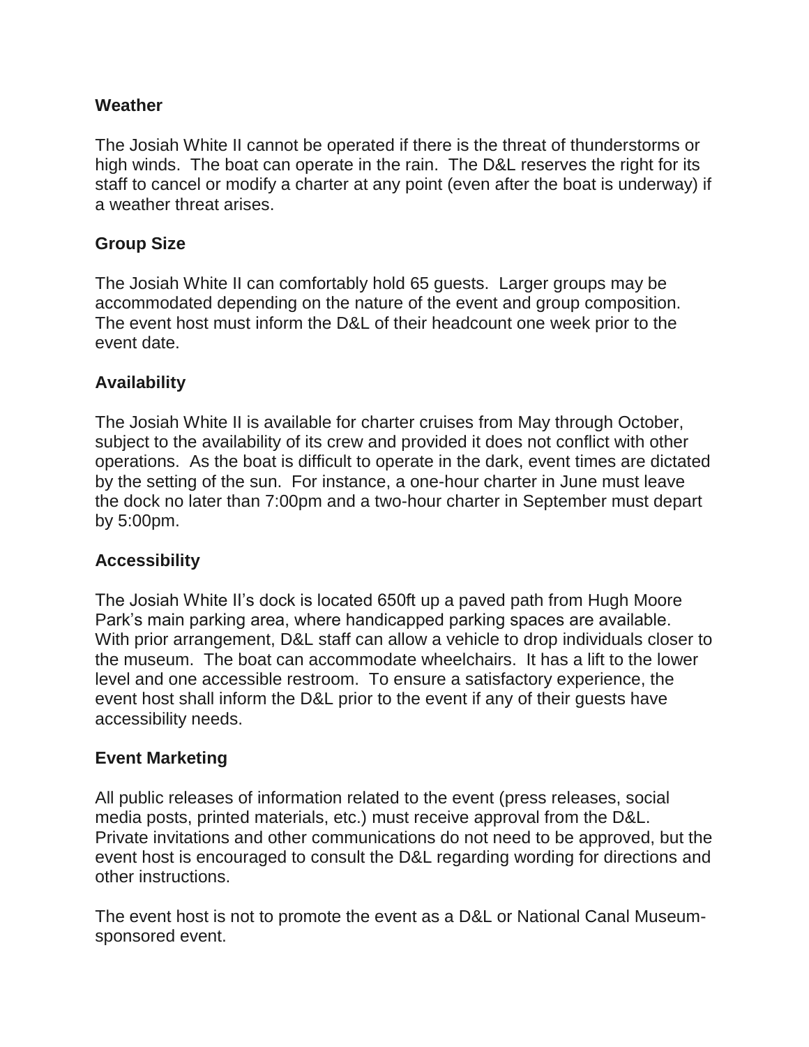## Weather

The Josiah White II cannot be operated if there is the threat of thunderstorms or high winds. The boat can operate in the rain. The D&L reserves the right for its staff to cancel or modify a charter at any point (even after the boat is underway) if a weather threat arises.

## Group Size

The Josiah White II can comfortably hold 65 guests. Larger groups may be accommodated depending on the nature of the event and group composition. The event host must inform the D&L of their headcount one week prior to the event date.

## Availability

The Josiah White II is available for charter cruises from May through October, subject to the availability of its crew and provided it does not conflict with other operations. As the boat is difficult to operate in the dark, event times are dictated by the setting of the sun. For instance, a one-hour charter in June must leave the dock no later than 7:00pm and a two-hour charter in September must depart by 5:00pm.

## Accessibility

The Josiah White II's dock is located 650ft up a paved path from Hugh Moore Park's main parking area, where handicapped parking spaces are available. With prior arrangement, D&L staff can allow a vehicle to drop individuals closer to the museum. The boat can accommodate wheelchairs. It has a lift to the lower level and one accessible restroom. To ensure a satisfactory experience, the event host shall inform the D&L prior to the event if any of their guests have accessibility needs.

## Event Marketing

All public releases of information related to the event (press releases, social media posts, printed materials, etc.) must receive approval from the D&L. Private invitations and other communications do not need to be approved, but the event host is encouraged to consult the D&L regarding wording for directions and other instructions.

The event host is not to promote the event as a D&L or National Canal Museum-sponsored event.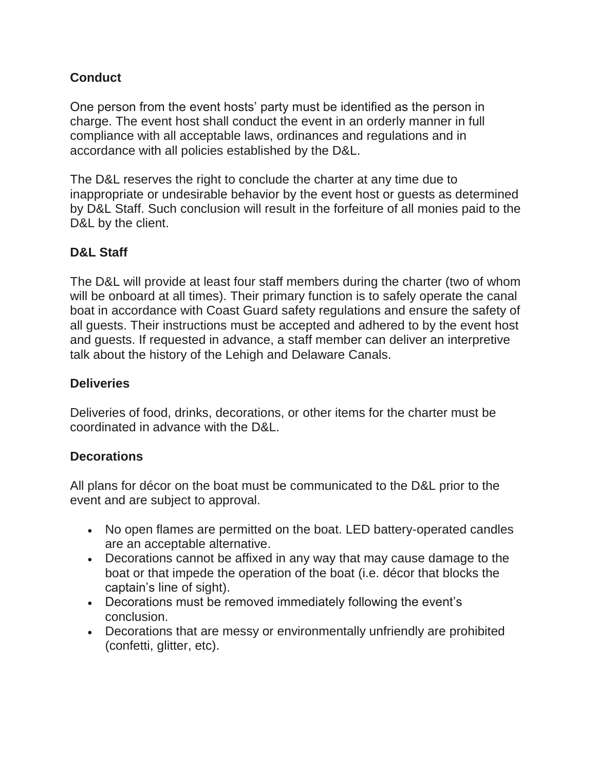**Conduct**

One person from the event hosts' party must be identified as the person in charge. The event host shall conduct the event in an orderly manner in full compliance with all acceptable laws, ordinances and regulations and in accordance with all policies established by the D&L.

The D&L reserves the right to conclude the charter at any time due to inappropriate or undesirable behavior by the event host or guests as determined by D&L Staff. Such conclusion will result in the forfeiture of all monies paid to the D&L by the client.

**D&L Staff**

The D&L will provide at least four staff members during the charter (two of whom will be onboard at all times). Their primary function is to safely operate the canal boat in accordance with Coast Guard safety regulations and ensure the safety of all guests. Their instructions must be accepted and adhered to by the event host and guests. If requested in advance, a staff member can deliver an interpretive talk about the history of the Lehigh and Delaware Canals.

**Deliveries**

Deliveries of food, drinks, decorations, or other items for the charter must be coordinated in advance with the D&L.

**Decorations**

All plans for décor on the boat must be communicated to the D&L prior to the event and are subject to approval.

- No open flames are permitted on the boat. LED battery-operated candles are an acceptable alternative.
- Decorations cannot be affixed in any way that may cause damage to the boat or that impede the operation of the boat (i.e. décor that blocks the captain's line of sight).
- Decorations must be removed immediately following the event's conclusion.
- Decorations that are messy or environmentally unfriendly are prohibited (confetti, glitter, etc).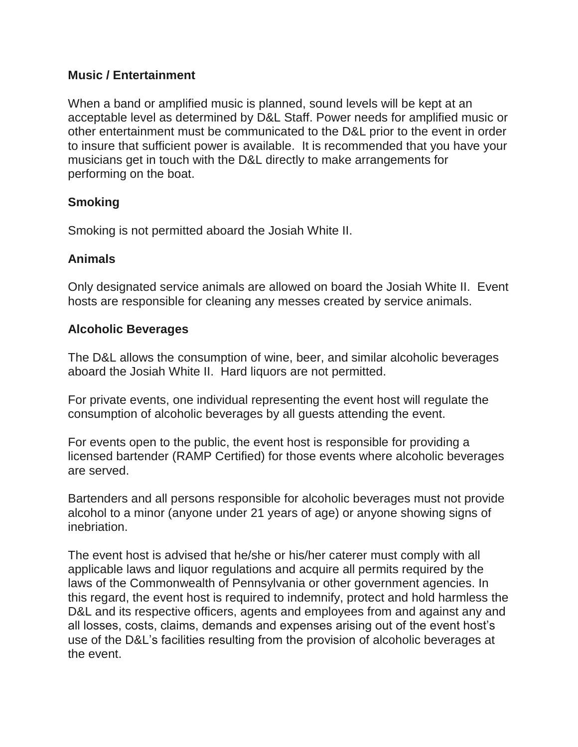**Music / Entertainment**

When a band or amplified music is planned, sound levels will be kept at an acceptable level as determined by D&L Staff. Power needs for amplified music or other entertainment must be communicated to the D&L prior to the event in order to insure that sufficient power is available. It is recommended that you have your musicians get in touch with the D&L directly to make arrangements for performing on the boat.

**Smoking**

Smoking is not permitted aboard the Josiah White II.

**Animals**

Only designated service animals are allowed on board the Josiah White II. Event hosts are responsible for cleaning any messes created by service animals.

**Alcoholic Beverages**

The D&L allows the consumption of wine, beer, and similar alcoholic beverages aboard the Josiah White II. Hard liquors are not permitted.

For private events, one individual representing the event host will regulate the consumption of alcoholic beverages by all guests attending the event.

For events open to the public, the event host is responsible for providing a licensed bartender (RAMP Certified) for those events where alcoholic beverages are served.

Bartenders and all persons responsible for alcoholic beverages must not provide alcohol to a minor (anyone under 21 years of age) or anyone showing signs of inebriation.

The event host is advised that he/she or his/her caterer must comply with all applicable laws and liquor regulations and acquire all permits required by the laws of the Commonwealth of Pennsylvania or other government agencies. In this regard, the event host is required to indemnify, protect and hold harmless the D&L and its respective officers, agents and employees from and against any and all losses, costs, claims, demands and expenses arising out of the event host's use of the D&L's facilities resulting from the provision of alcoholic beverages at the event.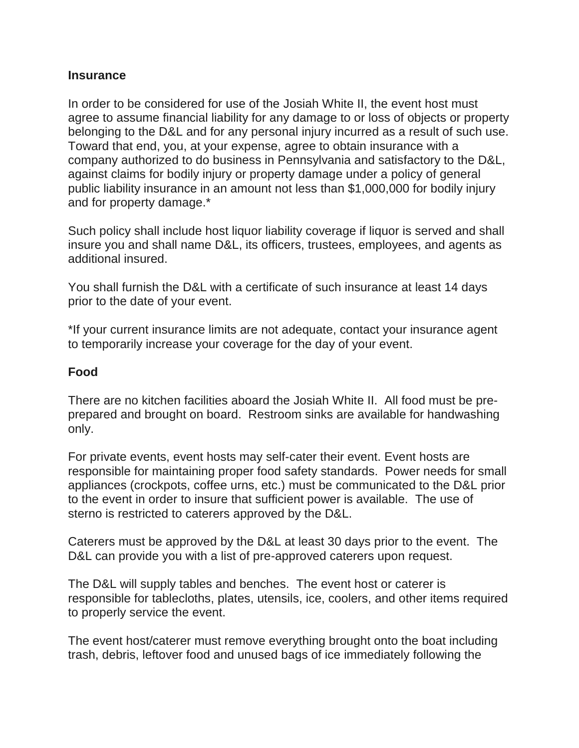## Insurance

In order to be considered for use of the Josiah White II, the event host must agree to assume financial liability for any damage to or loss of objects or property belonging to the D&L and for any personal injury incurred as a result of such use. Toward that end, you, at your expense, agree to obtain insurance with a company authorized to do business in Pennsylvania and satisfactory to the D&L, against claims for bodily injury or property damage under a policy of general public liability insurance in an amount not less than $1,000,000 for bodily injury and for property damage.*

Such policy shall include host liquor liability coverage if liquor is served and shall insure you and shall name D&L, its officers, trustees, employees, and agents as additional insured.

You shall furnish the D&L with a certificate of such insurance at least 14 days prior to the date of your event.

*If your current insurance limits are not adequate, contact your insurance agent to temporarily increase your coverage for the day of your event.

## Food

There are no kitchen facilities aboard the Josiah White II. All food must be pre-prepared and brought on board. Restroom sinks are available for handwashing only.

For private events, event hosts may self-cater their event. Event hosts are responsible for maintaining proper food safety standards. Power needs for small appliances (crockpots, coffee urns, etc.) must be communicated to the D&L prior to the event in order to insure that sufficient power is available. The use of sterno is restricted to caterers approved by the D&L.

Caterers must be approved by the D&L at least 30 days prior to the event. The D&L can provide you with a list of pre-approved caterers upon request.

The D&L will supply tables and benches. The event host or caterer is responsible for tablecloths, plates, utensils, ice, coolers, and other items required to properly service the event.

The event host/caterer must remove everything brought onto the boat including trash, debris, leftover food and unused bags of ice immediately following the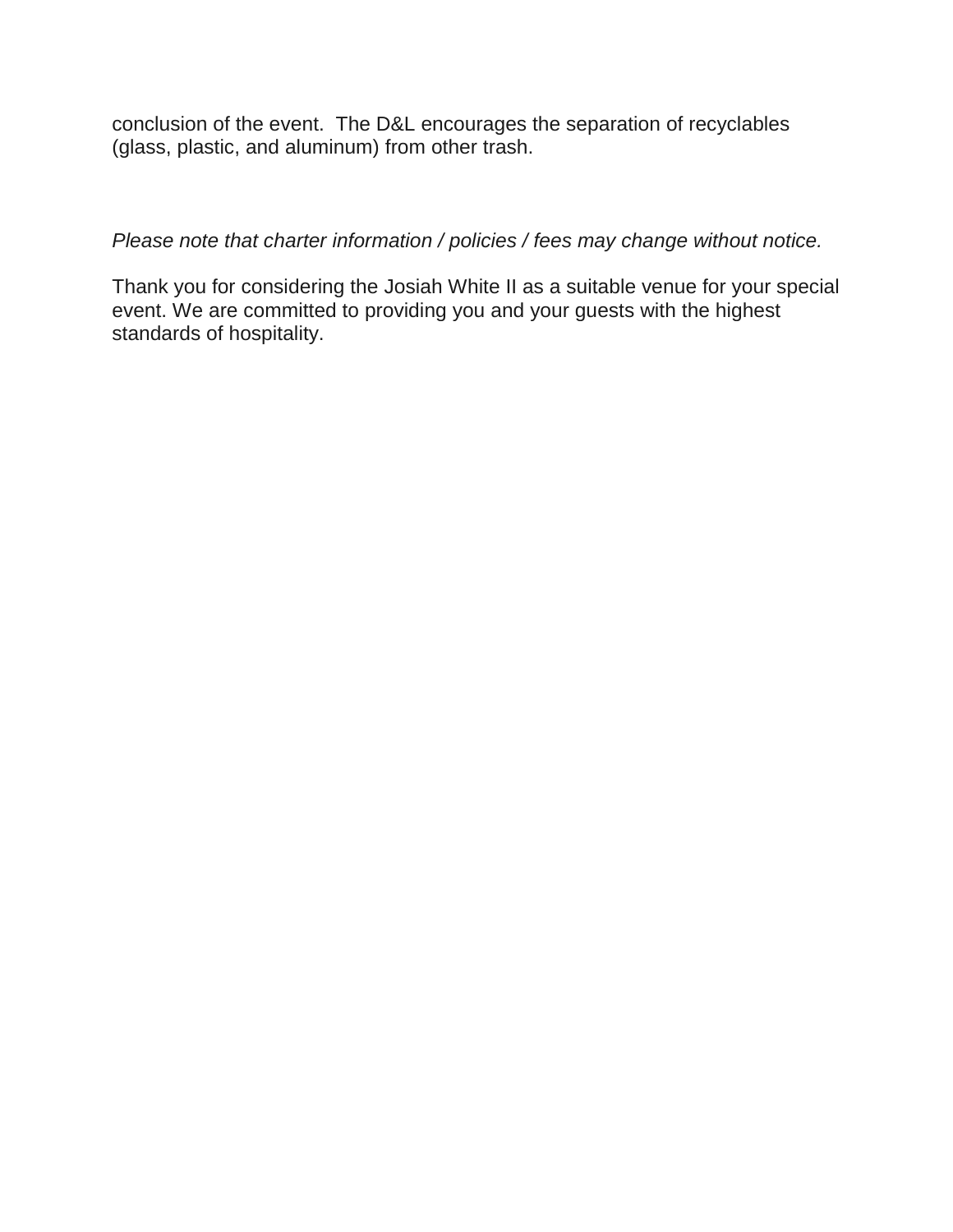conclusion of the event. The D&L encourages the separation of recyclables (glass, plastic, and aluminum) from other trash.

*Please note that charter information / policies / fees may change without notice.*

Thank you for considering the Josiah White II as a suitable venue for your special event. We are committed to providing you and your guests with the highest standards of hospitality.